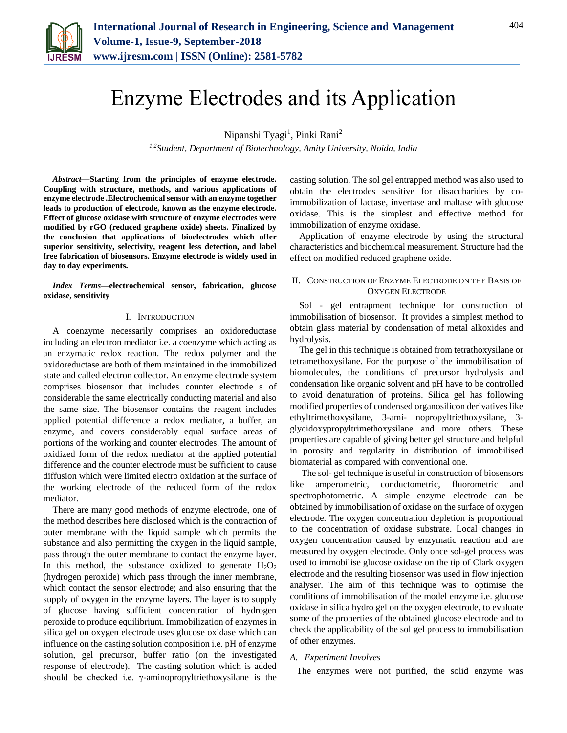# Enzyme Electrodes and its Application

Nipanshi Tyagi[1], Pinki Rani[2]

*[1,2]Student, Department of Biotechnology, Amity University, Noida, India*

***Abstract*—Starting from the principles of enzyme electrode. Coupling with structure, methods, and various applications of enzyme electrode .Electrochemical sensor with an enzyme together leads to production of electrode, known as the enzyme electrode. Effect of glucose oxidase with structure of enzyme electrodes were modified by rGO (reduced graphene oxide) sheets. Finalized by the conclusion that applications of bioelectrodes which offer superior sensitivity, selectivity, reagent less detection, and label free fabrication of biosensors. Enzyme electrode is widely used in day to day experiments.**

***Index Terms*—electrochemical sensor, fabrication, glucose oxidase, sensitivity**

## I. Introduction

A coenzyme necessarily comprises an oxidoreductase including an electron mediator i.e. a coenzyme which acting as an enzymatic redox reaction. The redox polymer and the oxidoreductase are both of them maintained in the immobilized state and called electron collector. An enzyme electrode system comprises biosensor that includes counter electrode s of considerable the same electrically conducting material and also the same size. The biosensor contains the reagent includes applied potential difference a redox mediator, a buffer, an enzyme, and covers considerably equal surface areas of portions of the working and counter electrodes. The amount of oxidized form of the redox mediator at the applied potential difference and the counter electrode must be sufficient to cause diffusion which were limited electro oxidation at the surface of the working electrode of the reduced form of the redox mediator.

There are many good methods of enzyme electrode, one of the method describes here disclosed which is the contraction of outer membrane with the liquid sample which permits the substance and also permitting the oxygen in the liquid sample, pass through the outer membrane to contact the enzyme layer. In this method, the substance oxidized to generate $H_2O_2$ (hydrogen peroxide) which pass through the inner membrane, which contact the sensor electrode; and also ensuring that the supply of oxygen in the enzyme layers. The layer is to supply of glucose having sufficient concentration of hydrogen peroxide to produce equilibrium. Immobilization of enzymes in silica gel on oxygen electrode uses glucose oxidase which can influence on the casting solution composition i.e. pH of enzyme solution, gel precursor, buffer ratio (on the investigated response of electrode). The casting solution which is added should be checked i.e. γ-aminopropyltriethoxysilane is the casting solution. The sol gel entrapped method was also used to obtain the electrodes sensitive for disaccharides by co-immobilization of lactase, invertase and maltase with glucose oxidase. This is the simplest and effective method for immobilization of enzyme oxidase.

Application of enzyme electrode by using the structural characteristics and biochemical measurement. Structure had the effect on modified reduced graphene oxide.

## II. Construction of Enzyme Electrode on the Basis of Oxygen Electrode

Sol - gel entrapment technique for construction of immobilisation of biosensor. It provides a simplest method to obtain glass material by condensation of metal alkoxides and hydrolysis.

The gel in this technique is obtained from tetrathoxysilane or tetramethoxysilane. For the purpose of the immobilisation of biomolecules, the conditions of precursor hydrolysis and condensation like organic solvent and pH have to be controlled to avoid denaturation of proteins. Silica gel has following modified properties of condensed organosilicon derivatives like ethyltrimethoxysilane, 3-ami- nopropyltriethoxysilane, 3-glycidoxypropyltrimethoxysilane and more others. These properties are capable of giving better gel structure and helpful in porosity and regularity in distribution of immobilised biomaterial as compared with conventional one.

The sol- gel technique is useful in construction of biosensors like amperometric, conductometric, fluorometric and spectrophotometric. A simple enzyme electrode can be obtained by immobilisation of oxidase on the surface of oxygen electrode. The oxygen concentration depletion is proportional to the concentration of oxidase substrate. Local changes in oxygen concentration caused by enzymatic reaction and are measured by oxygen electrode. Only once sol-gel process was used to immobilise glucose oxidase on the tip of Clark oxygen electrode and the resulting biosensor was used in flow injection analyser. The aim of this technique was to optimise the conditions of immobilisation of the model enzyme i.e. glucose oxidase in silica hydro gel on the oxygen electrode, to evaluate some of the properties of the obtained glucose electrode and to check the applicability of the sol gel process to immobilisation of other enzymes.

### A. Experiment Involves

The enzymes were not purified, the solid enzyme was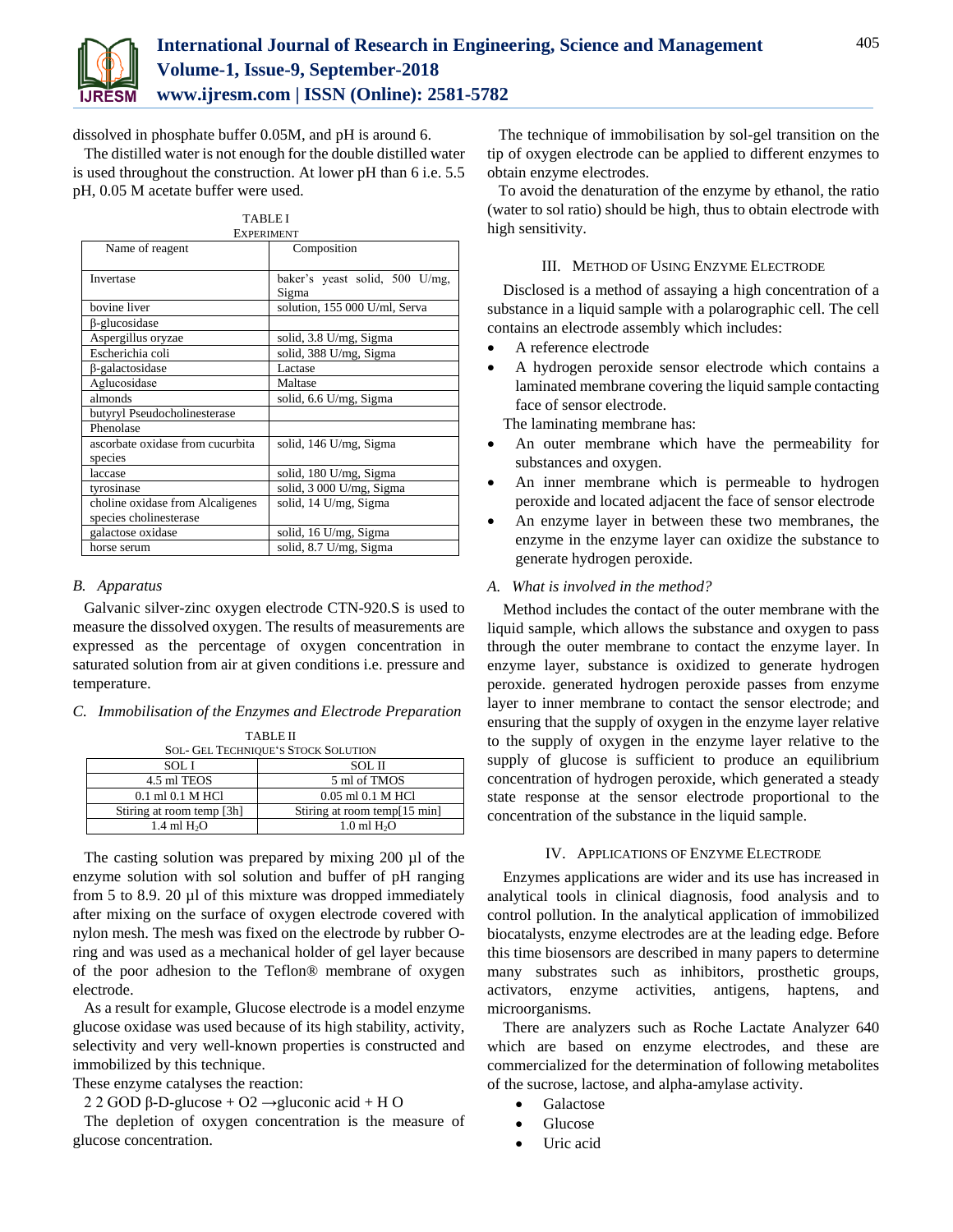dissolved in phosphate buffer 0.05M, and pH is around 6.

The distilled water is not enough for the double distilled water is used throughout the construction. At lower pH than 6 i.e. 5.5 pH, 0.05 M acetate buffer were used.

TABLE I
EXPERIMENT

| Name of reagent | Composition |
|---|---|
| Invertase | baker's yeast solid, 500 U/mg, Sigma |
| bovine liver | solution, 155 000 U/ml, Serva |
| β-glucosidase | |
| Aspergillus oryzae | solid, 3.8 U/mg, Sigma |
| Escherichia coli | solid, 388 U/mg, Sigma |
| β-galactosidase | Lactase |
| Aglucosidase | Maltase |
| almonds | solid, 6.6 U/mg, Sigma |
| butyryl Pseudocholinesterase | |
| Phenolase | |
| ascorbate oxidase from cucurbita species | solid, 146 U/mg, Sigma |
| laccase | solid, 180 U/mg, Sigma |
| tyrosinase | solid, 3 000 U/mg, Sigma |
| choline oxidase from Alcaligenes species cholinesterase | solid, 14 U/mg, Sigma |
| galactose oxidase | solid, 16 U/mg, Sigma |
| horse serum | solid, 8.7 U/mg, Sigma |

### *B. Apparatus*

Galvanic silver-zinc oxygen electrode CTN-920.S is used to measure the dissolved oxygen. The results of measurements are expressed as the percentage of oxygen concentration in saturated solution from air at given conditions i.e. pressure and temperature.

### *C. Immobilisation of the Enzymes and Electrode Preparation*

TABLE II
SOL- GEL TECHNIQUE'S STOCK SOLUTION

| SOL I | SOL II |
|---|---|
| 4.5 ml TEOS | 5 ml of TMOS |
| 0.1 ml 0.1 M HCl | 0.05 ml 0.1 M HCl |
| Stiring at room temp [3h] | Stiring at room temp[15 min] |
| 1.4 ml $H_2O$ | 1.0 ml $H_2O$ |

The casting solution was prepared by mixing 200 µl of the enzyme solution with sol solution and buffer of pH ranging from 5 to 8.9. 20 µl of this mixture was dropped immediately after mixing on the surface of oxygen electrode covered with nylon mesh. The mesh was fixed on the electrode by rubber O-ring and was used as a mechanical holder of gel layer because of the poor adhesion to the Teflon® membrane of oxygen electrode.

As a result for example, Glucose electrode is a model enzyme glucose oxidase was used because of its high stability, activity, selectivity and very well-known properties is constructed and immobilized by this technique.

These enzyme catalyses the reaction:

2 2 GOD β-D-glucose + O2 →gluconic acid + H O

The depletion of oxygen concentration is the measure of glucose concentration.

The technique of immobilisation by sol-gel transition on the tip of oxygen electrode can be applied to different enzymes to obtain enzyme electrodes.

To avoid the denaturation of the enzyme by ethanol, the ratio (water to sol ratio) should be high, thus to obtain electrode with high sensitivity.

## III. METHOD OF USING ENZYME ELECTRODE

Disclosed is a method of assaying a high concentration of a substance in a liquid sample with a polarographic cell. The cell contains an electrode assembly which includes:

- A reference electrode
- A hydrogen peroxide sensor electrode which contains a laminated membrane covering the liquid sample contacting face of sensor electrode.

The laminating membrane has:

- An outer membrane which have the permeability for substances and oxygen.
- An inner membrane which is permeable to hydrogen peroxide and located adjacent the face of sensor electrode
- An enzyme layer in between these two membranes, the enzyme in the enzyme layer can oxidize the substance to generate hydrogen peroxide.

### *A. What is involved in the method?*

Method includes the contact of the outer membrane with the liquid sample, which allows the substance and oxygen to pass through the outer membrane to contact the enzyme layer. In enzyme layer, substance is oxidized to generate hydrogen peroxide. generated hydrogen peroxide passes from enzyme layer to inner membrane to contact the sensor electrode; and ensuring that the supply of oxygen in the enzyme layer relative to the supply of oxygen in the enzyme layer relative to the supply of glucose is sufficient to produce an equilibrium concentration of hydrogen peroxide, which generated a steady state response at the sensor electrode proportional to the concentration of the substance in the liquid sample.

## IV. APPLICATIONS OF ENZYME ELECTRODE

Enzymes applications are wider and its use has increased in analytical tools in clinical diagnosis, food analysis and to control pollution. In the analytical application of immobilized biocatalysts, enzyme electrodes are at the leading edge. Before this time biosensors are described in many papers to determine many substrates such as inhibitors, prosthetic groups, activators, enzyme activities, antigens, haptens, and microorganisms.

There are analyzers such as Roche Lactate Analyzer 640 which are based on enzyme electrodes, and these are commercialized for the determination of following metabolites of the sucrose, lactose, and alpha-amylase activity.

- Galactose
- Glucose
- Uric acid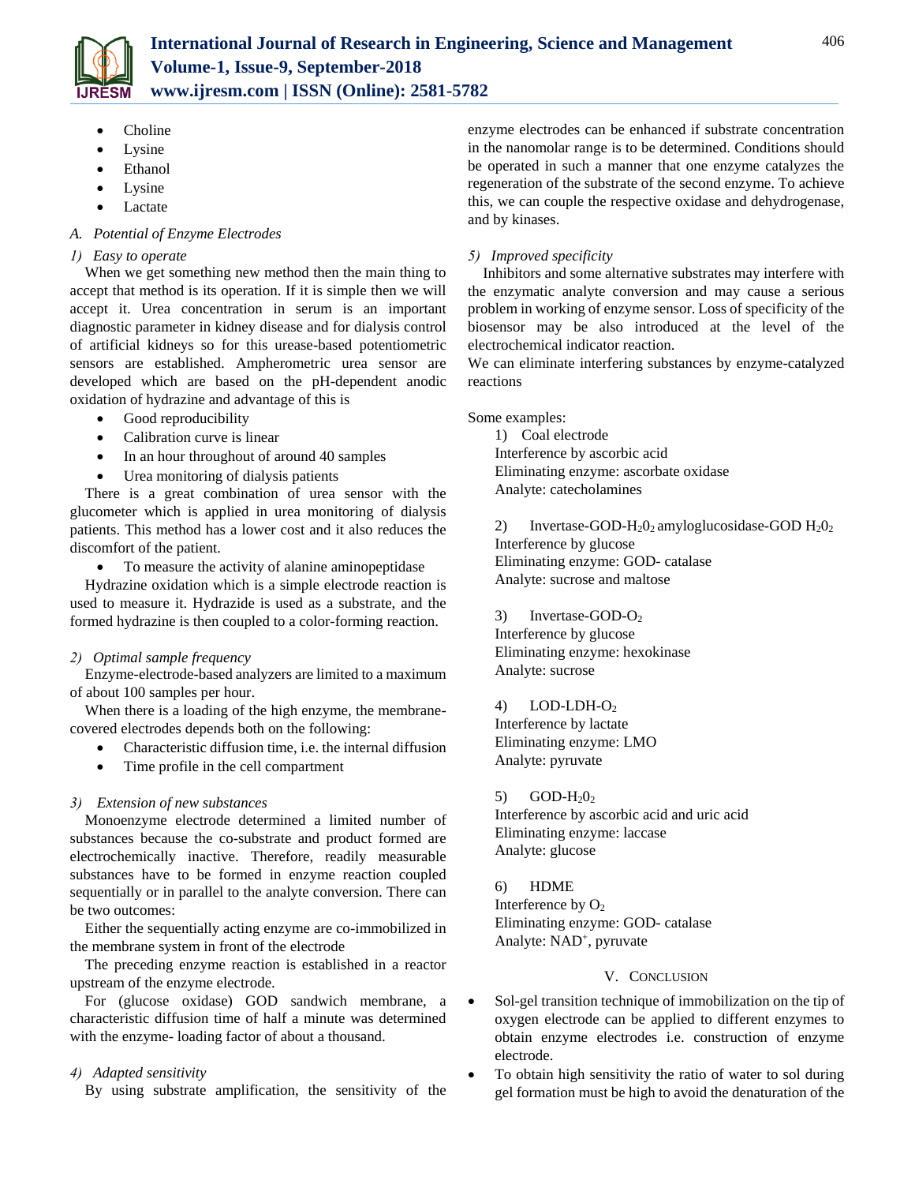- Choline
- Lysine
- Ethanol
- Lysine
- Lactate

### A. Potential of Enzyme Electrodes

#### 1) Easy to operate

When we get something new method then the main thing to accept that method is its operation. If it is simple then we will accept it. Urea concentration in serum is an important diagnostic parameter in kidney disease and for dialysis control of artificial kidneys so for this urease-based potentiometric sensors are established. Ampherometric urea sensor are developed which are based on the pH-dependent anodic oxidation of hydrazine and advantage of this is

- Good reproducibility
- Calibration curve is linear
- In an hour throughout of around 40 samples
- Urea monitoring of dialysis patients

There is a great combination of urea sensor with the glucometer which is applied in urea monitoring of dialysis patients. This method has a lower cost and it also reduces the discomfort of the patient.

- To measure the activity of alanine aminopeptidase

Hydrazine oxidation which is a simple electrode reaction is used to measure it. Hydrazide is used as a substrate, and the formed hydrazine is then coupled to a color-forming reaction.

#### 2) Optimal sample frequency

Enzyme-electrode-based analyzers are limited to a maximum of about 100 samples per hour.

When there is a loading of the high enzyme, the membrane-covered electrodes depends both on the following:

- Characteristic diffusion time, i.e. the internal diffusion
- Time profile in the cell compartment

#### 3) Extension of new substances

Monoenzyme electrode determined a limited number of substances because the co-substrate and product formed are electrochemically inactive. Therefore, readily measurable substances have to be formed in enzyme reaction coupled sequentially or in parallel to the analyte conversion. There can be two outcomes:

Either the sequentially acting enzyme are co-immobilized in the membrane system in front of the electrode

The preceding enzyme reaction is established in a reactor upstream of the enzyme electrode.

For (glucose oxidase) GOD sandwich membrane, a characteristic diffusion time of half a minute was determined with the enzyme- loading factor of about a thousand.

#### 4) Adapted sensitivity

By using substrate amplification, the sensitivity of the enzyme electrodes can be enhanced if substrate concentration in the nanomolar range is to be determined. Conditions should be operated in such a manner that one enzyme catalyzes the regeneration of the substrate of the second enzyme. To achieve this, we can couple the respective oxidase and dehydrogenase, and by kinases.

#### 5) Improved specificity

Inhibitors and some alternative substrates may interfere with the enzymatic analyte conversion and may cause a serious problem in working of enzyme sensor. Loss of specificity of the biosensor may be also introduced at the level of the electrochemical indicator reaction.

We can eliminate interfering substances by enzyme-catalyzed reactions

Some examples:

1) Coal electrode
Interference by ascorbic acid
Eliminating enzyme: ascorbate oxidase
Analyte: catecholamines

2) Invertase-GOD-$H_20_2$ amyloglucosidase-GOD $H_20_2$
Interference by glucose
Eliminating enzyme: GOD- catalase
Analyte: sucrose and maltose

3) Invertase-GOD-$O_2$
Interference by glucose
Eliminating enzyme: hexokinase
Analyte: sucrose

4) LOD-LDH-$O_2$
Interference by lactate
Eliminating enzyme: LMO
Analyte: pyruvate

5) GOD-$H_20_2$
Interference by ascorbic acid and uric acid
Eliminating enzyme: laccase
Analyte: glucose

6) HDME
Interference by $O_2$
Eliminating enzyme: GOD- catalase
Analyte: $NAD^+$, pyruvate

## V. Conclusion

- Sol-gel transition technique of immobilization on the tip of oxygen electrode can be applied to different enzymes to obtain enzyme electrodes i.e. construction of enzyme electrode.
- To obtain high sensitivity the ratio of water to sol during gel formation must be high to avoid the denaturation of the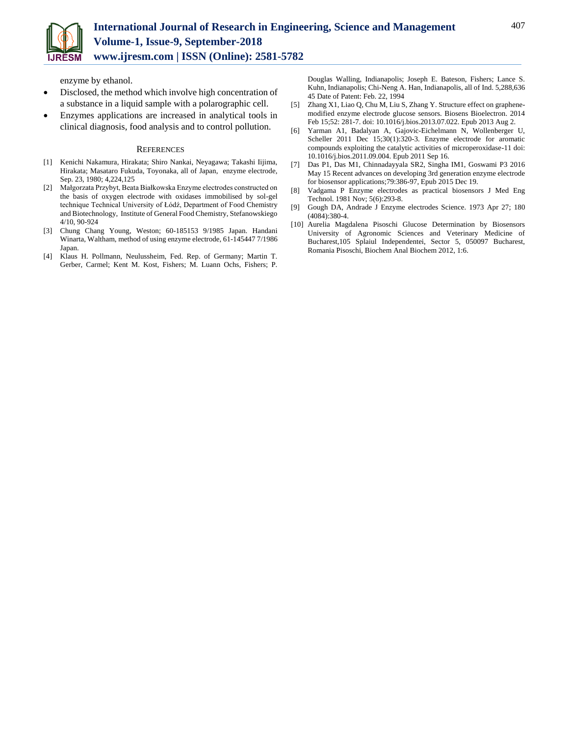enzyme by ethanol.

- Disclosed, the method which involve high concentration of a substance in a liquid sample with a polarographic cell.
- Enzymes applications are increased in analytical tools in clinical diagnosis, food analysis and to control pollution.

## References

[1] Kenichi Nakamura, Hirakata; Shiro Nankai, Neyagawa; Takashi Iijima, Hirakata; Masataro Fukuda, Toyonaka, all of Japan, enzyme electrode, Sep. 23, 1980; 4,224,125

[2] Małgorzata Przybyt, Beata Białkowska Enzyme electrodes constructed on the basis of oxygen electrode with oxidases immobilised by sol-gel technique Technical University of Łódź, Department of Food Chemistry and Biotechnology, Institute of General Food Chemistry, Stefanowskiego 4/10, 90-924

[3] Chung Chang Young, Weston; 60-185153 9/1985 Japan. Handani Winarta, Waltham, method of using enzyme electrode, 61-145447 7/1986 Japan.

[4] Klaus H. Pollmann, Neulussheim, Fed. Rep. of Germany; Martin T. Gerber, Carmel; Kent M. Kost, Fishers; M. Luann Ochs, Fishers; P. Douglas Walling, Indianapolis; Joseph E. Bateson, Fishers; Lance S. Kuhn, Indianapolis; Chi-Neng A. Han, Indianapolis, all of Ind. 5,288,636 45 Date of Patent: Feb. 22, 1994

[5] Zhang X1, Liao Q, Chu M, Liu S, Zhang Y. Structure effect on graphene-modified enzyme electrode glucose sensors. Biosens Bioelectron. 2014 Feb 15;52: 281-7. doi: 10.1016/j.bios.2013.07.022. Epub 2013 Aug 2.

[6] Yarman A1, Badalyan A, Gajovic-Eichelmann N, Wollenberger U, Scheller 2011 Dec 15;30(1):320-3. Enzyme electrode for aromatic compounds exploiting the catalytic activities of microperoxidase-11 doi: 10.1016/j.bios.2011.09.004. Epub 2011 Sep 16.

[7] Das P1, Das M1, Chinnadayyala SR2, Singha IM1, Goswami P3 2016 May 15 Recent advances on developing 3rd generation enzyme electrode for biosensor applications;79:386-97, Epub 2015 Dec 19.

[8] Vadgama P Enzyme electrodes as practical biosensors J Med Eng Technol. 1981 Nov; 5(6):293-8.

[9] Gough DA, Andrade J Enzyme electrodes Science. 1973 Apr 27; 180 (4084):380-4.

[10] Aurelia Magdalena Pisoschi Glucose Determination by Biosensors University of Agronomic Sciences and Veterinary Medicine of Bucharest,105 Splaiul Independentei, Sector 5, 050097 Bucharest, Romania Pisoschi, Biochem Anal Biochem 2012, 1:6.